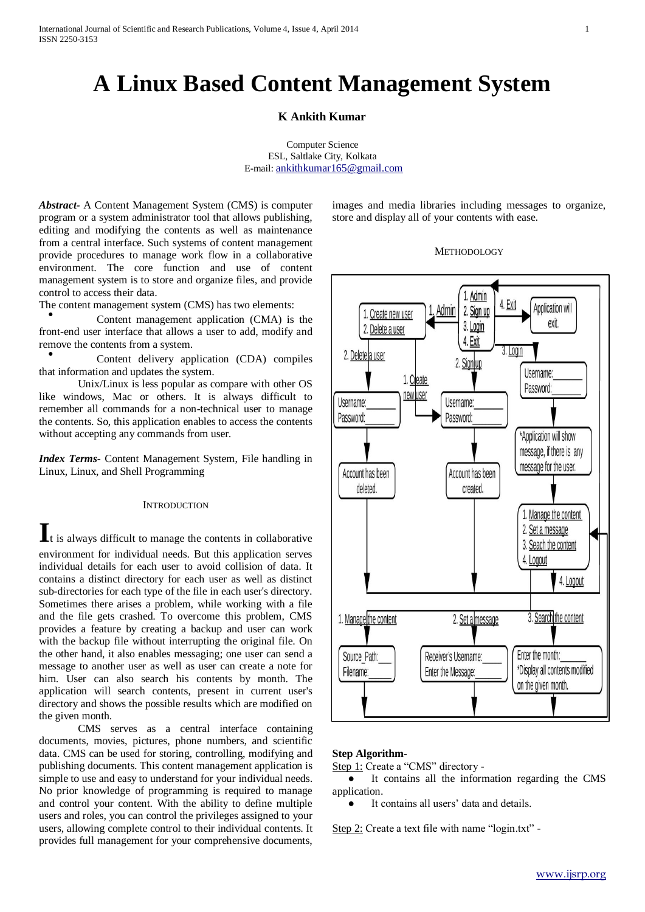# A Linux Based Content Management System

**K Ankith Kumar**

Computer Science
ESL, Saltlake City, Kolkata
E-mail: ankithkumar165@gmail.com

***Abstract-*** A Content Management System (CMS) is computer program or a system administrator tool that allows publishing, editing and modifying the contents as well as maintenance from a central interface. Such systems of content management provide procedures to manage work flow in a collaborative environment. The core function and use of content management system is to store and organize files, and provide control to access their data.

The content management system (CMS) has two elements:

- Content management application (CMA) is the front-end user interface that allows a user to add, modify and remove the contents from a system.
- Content delivery application (CDA) compiles that information and updates the system.

Unix/Linux is less popular as compare with other OS like windows, Mac or others. It is always difficult to remember all commands for a non-technical user to manage the contents. So, this application enables to access the contents without accepting any commands from user.

***Index Terms*-** Content Management System, File handling in Linux, Linux, and Shell Programming

## Introduction

It is always difficult to manage the contents in collaborative environment for individual needs. But this application serves individual details for each user to avoid collision of data. It contains a distinct directory for each user as well as distinct sub-directories for each type of the file in each user's directory. Sometimes there arises a problem, while working with a file and the file gets crashed. To overcome this problem, CMS provides a feature by creating a backup and user can work with the backup file without interrupting the original file. On the other hand, it also enables messaging; one user can send a message to another user as well as user can create a note for him. User can also search his contents by month. The application will search contents, present in current user's directory and shows the possible results which are modified on the given month.

CMS serves as a central interface containing documents, movies, pictures, phone numbers, and scientific data. CMS can be used for storing, controlling, modifying and publishing documents. This content management application is simple to use and easy to understand for your individual needs. No prior knowledge of programming is required to manage and control your content. With the ability to define multiple users and roles, you can control the privileges assigned to your users, allowing complete control to their individual contents. It provides full management for your comprehensive documents, images and media libraries including messages to organize, store and display all of your contents with ease.

## Methodology

**Step Algorithm-**

Step 1: Create a "CMS" directory -

- It contains all the information regarding the CMS application.
- It contains all users' data and details.

Step 2: Create a text file with name "login.txt" -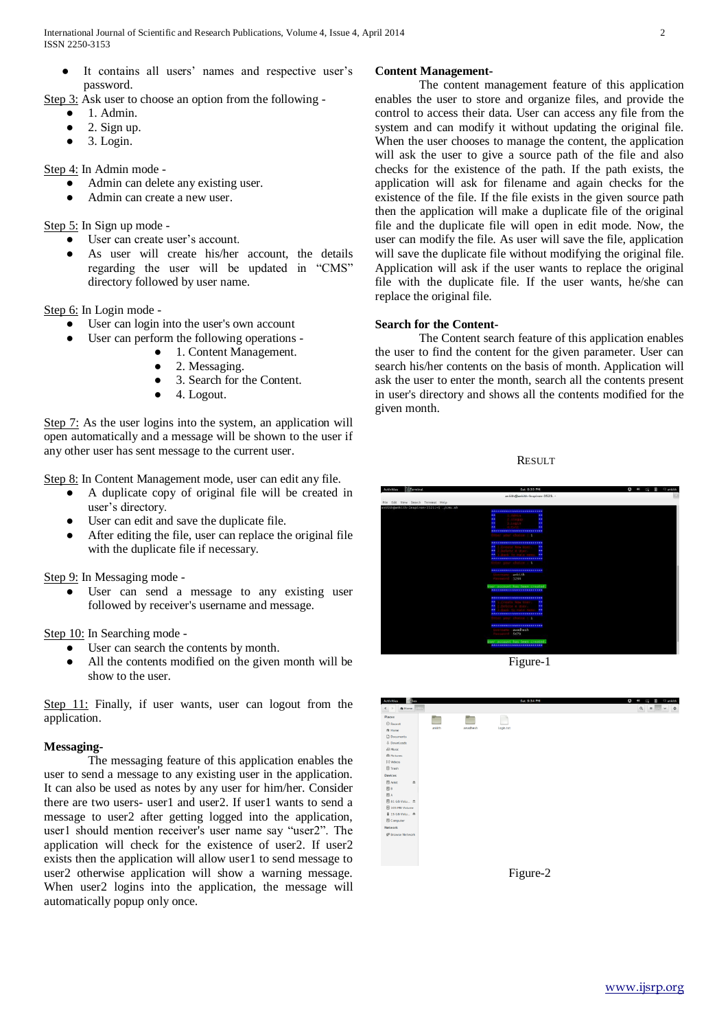- It contains all users' names and respective user's password.

Step 3: Ask user to choose an option from the following -
- 1. Admin.
- 2. Sign up.
- 3. Login.

Step 4: In Admin mode -
- Admin can delete any existing user.
- Admin can create a new user.

Step 5: In Sign up mode -
- User can create user's account.
- As user will create his/her account, the details regarding the user will be updated in "CMS" directory followed by user name.

Step 6: In Login mode -
- User can login into the user's own account
- User can perform the following operations -
  - 1. Content Management.
  - 2. Messaging.
  - 3. Search for the Content.
  - 4. Logout.

Step 7: As the user logins into the system, an application will open automatically and a message will be shown to the user if any other user has sent message to the current user.

Step 8: In Content Management mode, user can edit any file.
- A duplicate copy of original file will be created in user's directory.
- User can edit and save the duplicate file.
- After editing the file, user can replace the original file with the duplicate file if necessary.

Step 9: In Messaging mode -
- User can send a message to any existing user followed by receiver's username and message.

Step 10: In Searching mode -
- User can search the contents by month.
- All the contents modified on the given month will be show to the user.

Step 11: Finally, if user wants, user can logout from the application.

**Messaging-**

The messaging feature of this application enables the user to send a message to any existing user in the application. It can also be used as notes by any user for him/her. Consider there are two users- user1 and user2. If user1 wants to send a message to user2 after getting logged into the application, user1 should mention receiver's user name say "user2". The application will check for the existence of user2. If user2 exists then the application will allow user1 to send message to user2 otherwise application will show a warning message. When user2 logins into the application, the message will automatically popup only once.

**Content Management-**

The content management feature of this application enables the user to store and organize files, and provide the control to access their data. User can access any file from the system and can modify it without updating the original file. When the user chooses to manage the content, the application will ask the user to give a source path of the file and also checks for the existence of the path. If the path exists, the application will ask for filename and again checks for the existence of the file. If the file exists in the given source path then the application will make a duplicate file of the original file and the duplicate file will open in edit mode. Now, the user can modify the file. As user will save the file, application will save the duplicate file without modifying the original file. Application will ask if the user wants to replace the original file with the duplicate file. If the user wants, he/she can replace the original file.

**Search for the Content-**

The Content search feature of this application enables the user to find the content for the given parameter. User can search his/her contents on the basis of month. Application will ask the user to enter the month, search all the contents present in user's directory and shows all the contents modified for the given month.

## RESULT

Figure-1

Figure-2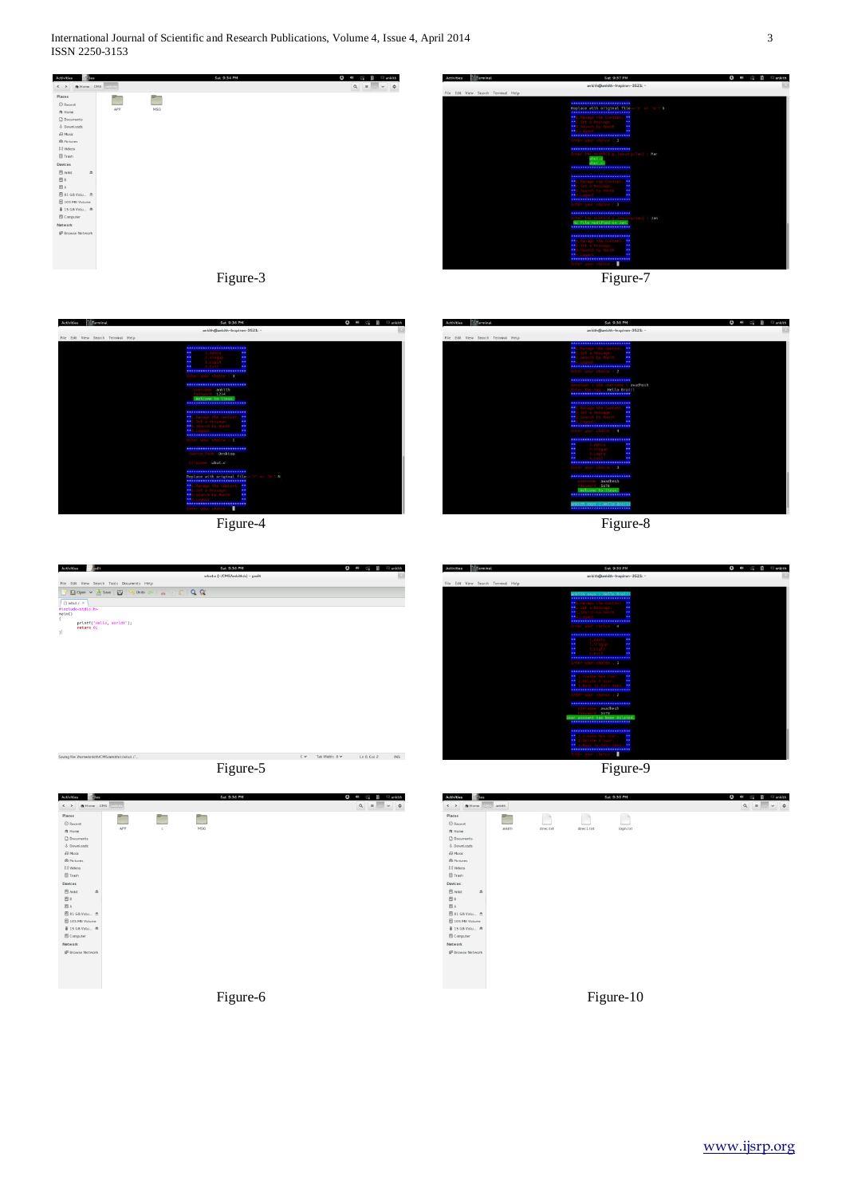Figure-3

Figure-7

Figure-4

Figure-8

Figure-5

Figure-9

Figure-6

Figure-10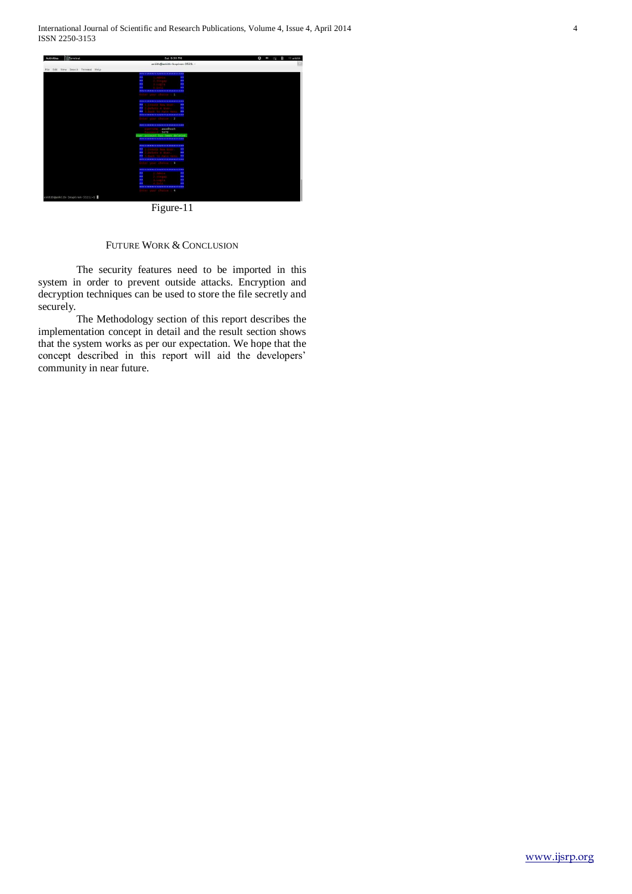Figure-11

## FUTURE WORK & CONCLUSION

The security features need to be imported in this system in order to prevent outside attacks. Encryption and decryption techniques can be used to store the file secretly and securely.

The Methodology section of this report describes the implementation concept in detail and the result section shows that the system works as per our expectation. We hope that the concept described in this report will aid the developers' community in near future.